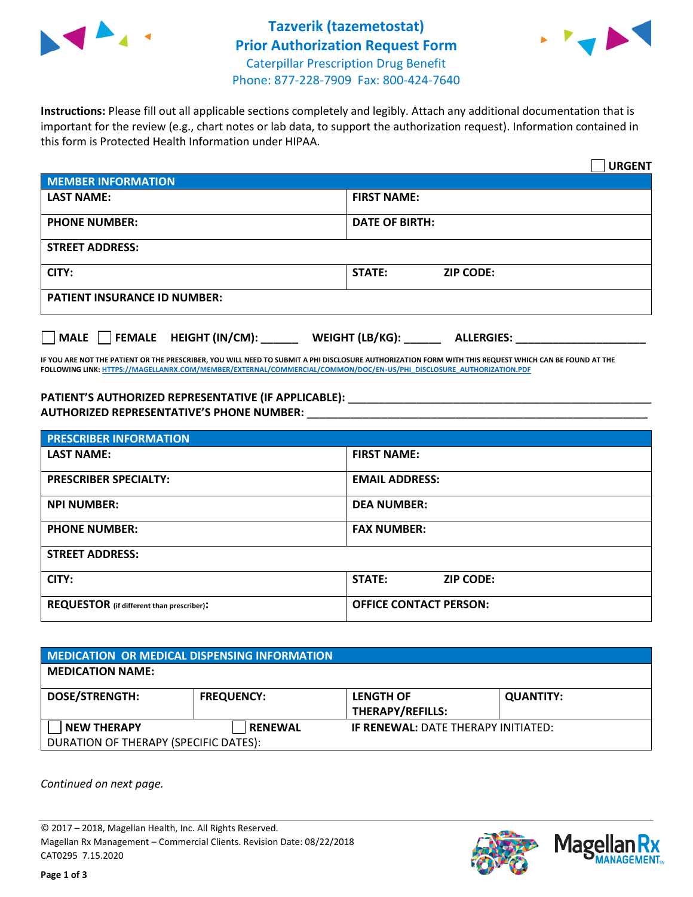# Tazverik (tazemetostat) Prior Authorization Request Form

Caterpillar Prescription Drug Benefit
Phone: 877-228-7909 Fax: 800-424-7640

**Instructions:** Please fill out all applicable sections completely and legibly. Attach any additional documentation that is important for the review (e.g., chart notes or lab data, to support the authorization request). Information contained in this form is Protected Health Information under HIPAA.

☐ **URGENT**

| **MEMBER INFORMATION** | |
|---|---|
| **LAST NAME:** | **FIRST NAME:** |
| **PHONE NUMBER:** | **DATE OF BIRTH:** |
| **STREET ADDRESS:** | |
| **CITY:** | **STATE:** **ZIP CODE:** |
| **PATIENT INSURANCE ID NUMBER:** | |

☐ **MALE** ☐ **FEMALE** **HEIGHT (IN/CM):** ______ **WEIGHT (LB/KG):** ______ **ALLERGIES:** ____________________

**IF YOU ARE NOT THE PATIENT OR THE PRESCRIBER, YOU WILL NEED TO SUBMIT A PHI DISCLOSURE AUTHORIZATION FORM WITH THIS REQUEST WHICH CAN BE FOUND AT THE FOLLOWING LINK: HTTPS://MAGELLANRX.COM/MEMBER/EXTERNAL/COMMERCIAL/COMMON/DOC/EN-US/PHI_DISCLOSURE_AUTHORIZATION.PDF**

**PATIENT'S AUTHORIZED REPRESENTATIVE (IF APPLICABLE):** ____________________________________________
**AUTHORIZED REPRESENTATIVE'S PHONE NUMBER:** ____________________________________________

| **PRESCRIBER INFORMATION** | |
|---|---|
| **LAST NAME:** | **FIRST NAME:** |
| **PRESCRIBER SPECIALTY:** | **EMAIL ADDRESS:** |
| **NPI NUMBER:** | **DEA NUMBER:** |
| **PHONE NUMBER:** | **FAX NUMBER:** |
| **STREET ADDRESS:** | |
| **CITY:** | **STATE:** **ZIP CODE:** |
| **REQUESTOR** (if different than prescriber)**:** | **OFFICE CONTACT PERSON:** |

| **MEDICATION OR MEDICAL DISPENSING INFORMATION** | | | |
|---|---|---|---|
| **MEDICATION NAME:** | | | |
| **DOSE/STRENGTH:** | **FREQUENCY:** | **LENGTH OF THERAPY/REFILLS:** | **QUANTITY:** |
| ☐ **NEW THERAPY** | ☐ **RENEWAL** | **IF RENEWAL:** DATE THERAPY INITIATED: | |
| DURATION OF THERAPY (SPECIFIC DATES): | | | |

*Continued on next page.*

© 2017 – 2018, Magellan Health, Inc. All Rights Reserved.
Magellan Rx Management – Commercial Clients. Revision Date: 08/22/2018
CAT0295 7.15.2020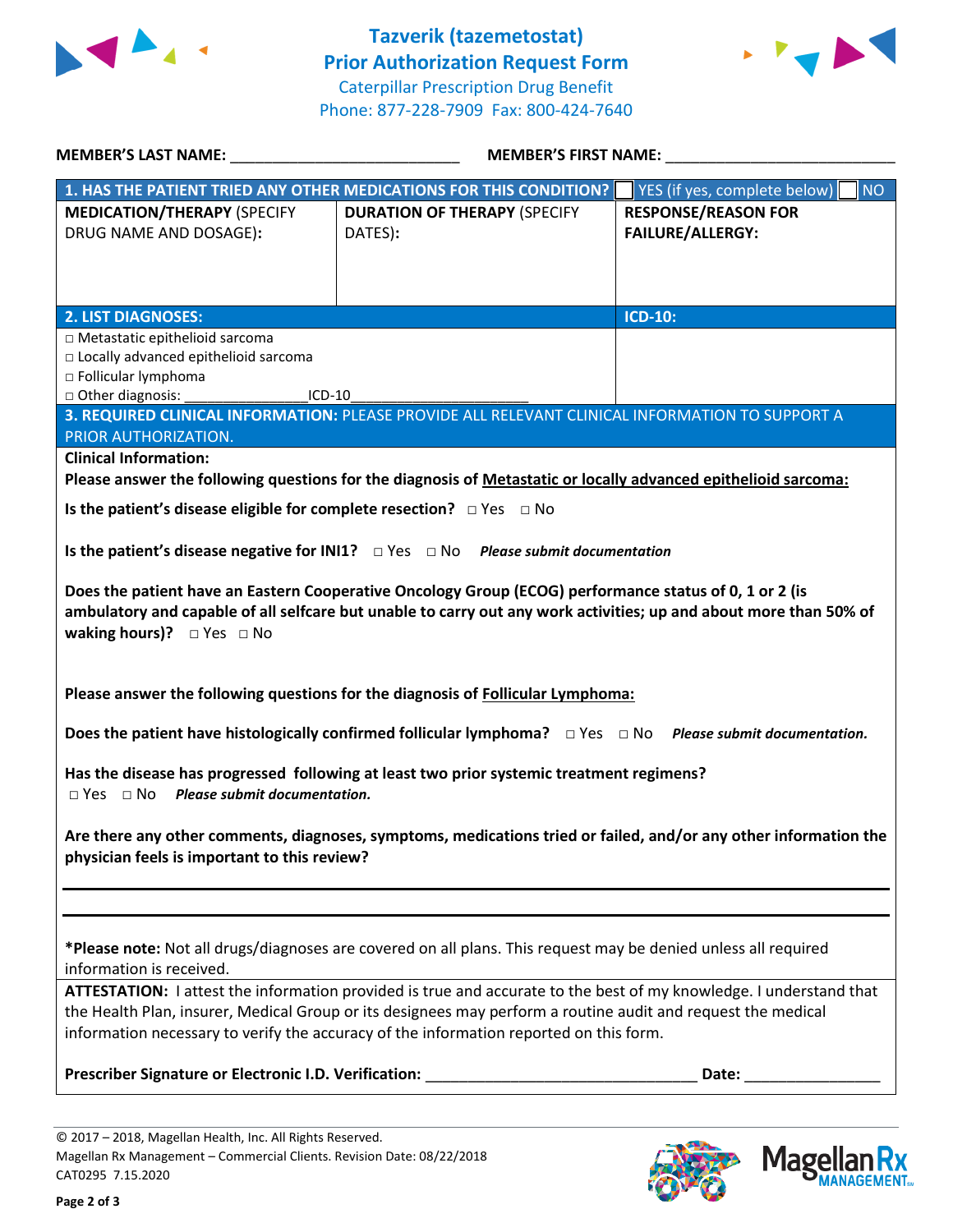# Tazverik (tazemetostat) Prior Authorization Request Form

Caterpillar Prescription Drug Benefit
Phone: 877-228-7909 Fax: 800-424-7640

**MEMBER'S LAST NAME:** ___________________________ **MEMBER'S FIRST NAME:** ___________________________

| **1. HAS THE PATIENT TRIED ANY OTHER MEDICATIONS FOR THIS CONDITION?** | | ☐ YES (if yes, complete below) ☐ NO |
|---|---|---|
| **MEDICATION/THERAPY** (SPECIFY DRUG NAME AND DOSAGE): | **DURATION OF THERAPY** (SPECIFY DATES): | **RESPONSE/REASON FOR FAILURE/ALLERGY:** |
| | | |

| **2. LIST DIAGNOSES:** | **ICD-10:** |
|---|---|
| □ Metastatic epithelioid sarcoma<br>□ Locally advanced epithelioid sarcoma<br>□ Follicular lymphoma<br>□ Other diagnosis: ________________ICD-10_______________________ | |

**3. REQUIRED CLINICAL INFORMATION:** PLEASE PROVIDE ALL RELEVANT CLINICAL INFORMATION TO SUPPORT A PRIOR AUTHORIZATION.

**Clinical Information:**

**Please answer the following questions for the diagnosis of Metastatic or locally advanced epithelioid sarcoma:**

**Is the patient's disease eligible for complete resection?** □ Yes □ No

**Is the patient's disease negative for INI1?** □ Yes □ No ***Please submit documentation***

**Does the patient have an Eastern Cooperative Oncology Group (ECOG) performance status of 0, 1 or 2 (is ambulatory and capable of all selfcare but unable to carry out any work activities; up and about more than 50% of waking hours)?** □ Yes □ No

**Please answer the following questions for the diagnosis of Follicular Lymphoma:**

**Does the patient have histologically confirmed follicular lymphoma?** □ Yes □ No ***Please submit documentation.***

**Has the disease has progressed following at least two prior systemic treatment regimens?**
□ Yes □ No ***Please submit documentation.***

**Are there any other comments, diagnoses, symptoms, medications tried or failed, and/or any other information the physician feels is important to this review?**

___________________________________________________________________________

___________________________________________________________________________

***Please note:** Not all drugs/diagnoses are covered on all plans. This request may be denied unless all required information is received.

**ATTESTATION:** I attest the information provided is true and accurate to the best of my knowledge. I understand that the Health Plan, insurer, Medical Group or its designees may perform a routine audit and request the medical information necessary to verify the accuracy of the information reported on this form.

**Prescriber Signature or Electronic I.D. Verification:** _________________________________ **Date:** ________________

© 2017 – 2018, Magellan Health, Inc. All Rights Reserved.
Magellan Rx Management – Commercial Clients. Revision Date: 08/22/2018
CAT0295 7.15.2020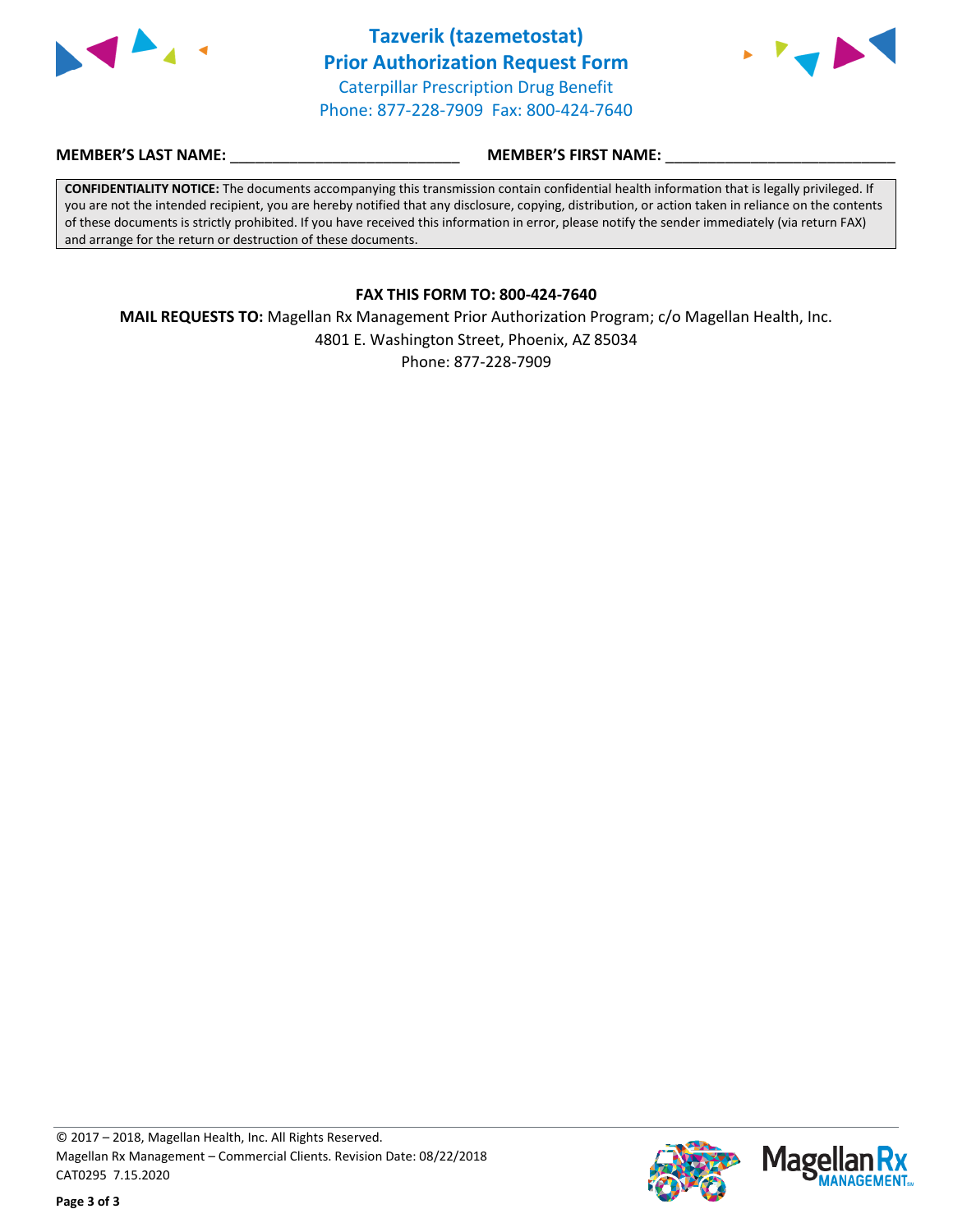**MEMBER'S LAST NAME:** ___________________________ **MEMBER'S FIRST NAME:** ___________________________

**CONFIDENTIALITY NOTICE:** The documents accompanying this transmission contain confidential health information that is legally privileged. If you are not the intended recipient, you are hereby notified that any disclosure, copying, distribution, or action taken in reliance on the contents of these documents is strictly prohibited. If you have received this information in error, please notify the sender immediately (via return FAX) and arrange for the return or destruction of these documents.

**FAX THIS FORM TO: 800-424-7640**

**MAIL REQUESTS TO:** Magellan Rx Management Prior Authorization Program; c/o Magellan Health, Inc.
4801 E. Washington Street, Phoenix, AZ 85034
Phone: 877-228-7909